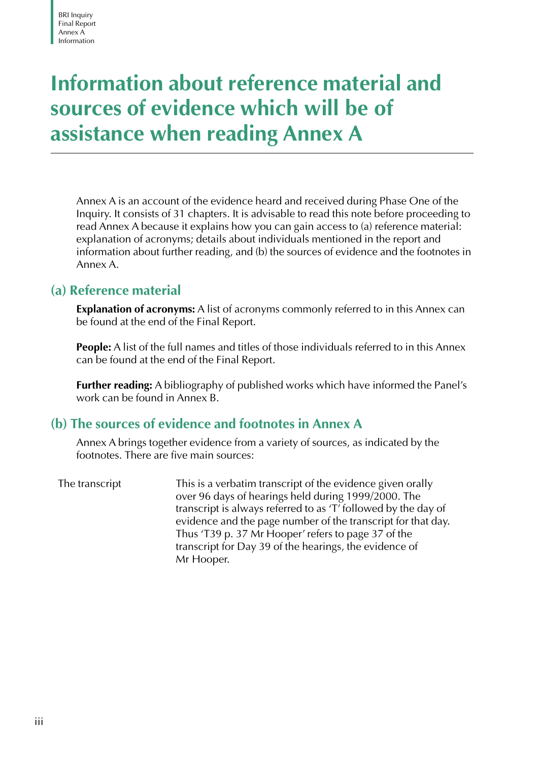# Information about reference material and sources of evidence which will be of assistance when reading Annex A

Annex A is an account of the evidence heard and received during Phase One of the Inquiry. It consists of 31 chapters. It is advisable to read this note before proceeding to read Annex A because it explains how you can gain access to (a) reference material: explanation of acronyms; details about individuals mentioned in the report and information about further reading, and (b) the sources of evidence and the footnotes in Annex A.

## (a) Reference material

**Explanation of acronyms:** A list of acronyms commonly referred to in this Annex can be found at the end of the Final Report.

**People:** A list of the full names and titles of those individuals referred to in this Annex can be found at the end of the Final Report.

**Further reading:** A bibliography of published works which have informed the Panel's work can be found in Annex B.

## (b) The sources of evidence and footnotes in Annex A

Annex A brings together evidence from a variety of sources, as indicated by the footnotes. There are five main sources:

| | |
|---|---|
| The transcript | This is a verbatim transcript of the evidence given orally over 96 days of hearings held during 1999/2000. The transcript is always referred to as 'T' followed by the day of evidence and the page number of the transcript for that day. Thus 'T39 p. 37 Mr Hooper' refers to page 37 of the transcript for Day 39 of the hearings, the evidence of Mr Hooper. |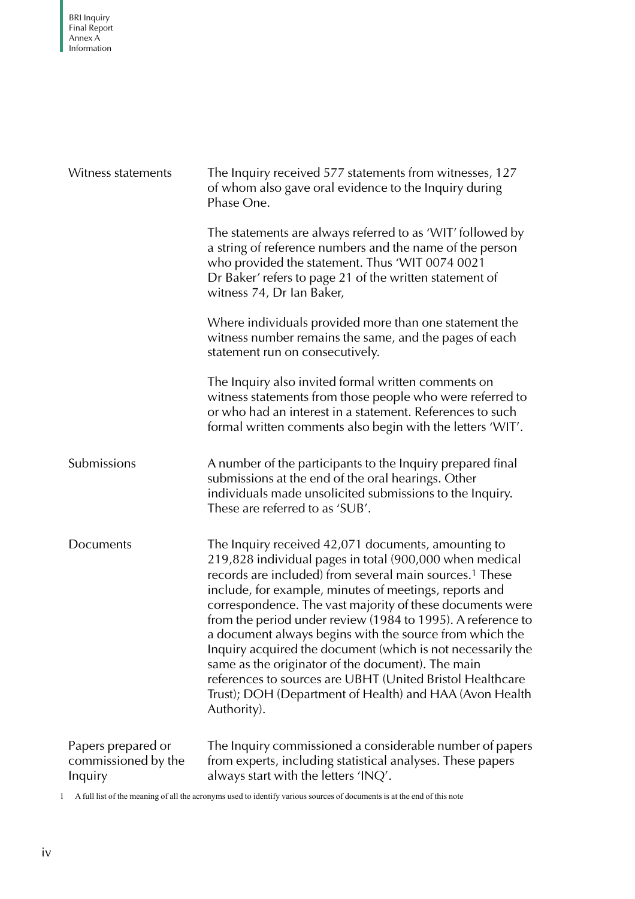| | |
|---|---|
| Witness statements | The Inquiry received 577 statements from witnesses, 127 of whom also gave oral evidence to the Inquiry during Phase One.<br><br>The statements are always referred to as 'WIT' followed by a string of reference numbers and the name of the person who provided the statement. Thus 'WIT 0074 0021 Dr Baker' refers to page 21 of the written statement of witness 74, Dr Ian Baker,<br><br>Where individuals provided more than one statement the witness number remains the same, and the pages of each statement run on consecutively.<br><br>The Inquiry also invited formal written comments on witness statements from those people who were referred to or who had an interest in a statement. References to such formal written comments also begin with the letters 'WIT'. |
| Submissions | A number of the participants to the Inquiry prepared final submissions at the end of the oral hearings. Other individuals made unsolicited submissions to the Inquiry. These are referred to as 'SUB'. |
| Documents | The Inquiry received 42,071 documents, amounting to 219,828 individual pages in total (900,000 when medical records are included) from several main sources.[1] These include, for example, minutes of meetings, reports and correspondence. The vast majority of these documents were from the period under review (1984 to 1995). A reference to a document always begins with the source from which the Inquiry acquired the document (which is not necessarily the same as the originator of the document). The main references to sources are UBHT (United Bristol Healthcare Trust); DOH (Department of Health) and HAA (Avon Health Authority). |
| Papers prepared or commissioned by the Inquiry | The Inquiry commissioned a considerable number of papers from experts, including statistical analyses. These papers always start with the letters 'INQ'. |

1 A full list of the meaning of all the acronyms used to identify various sources of documents is at the end of this note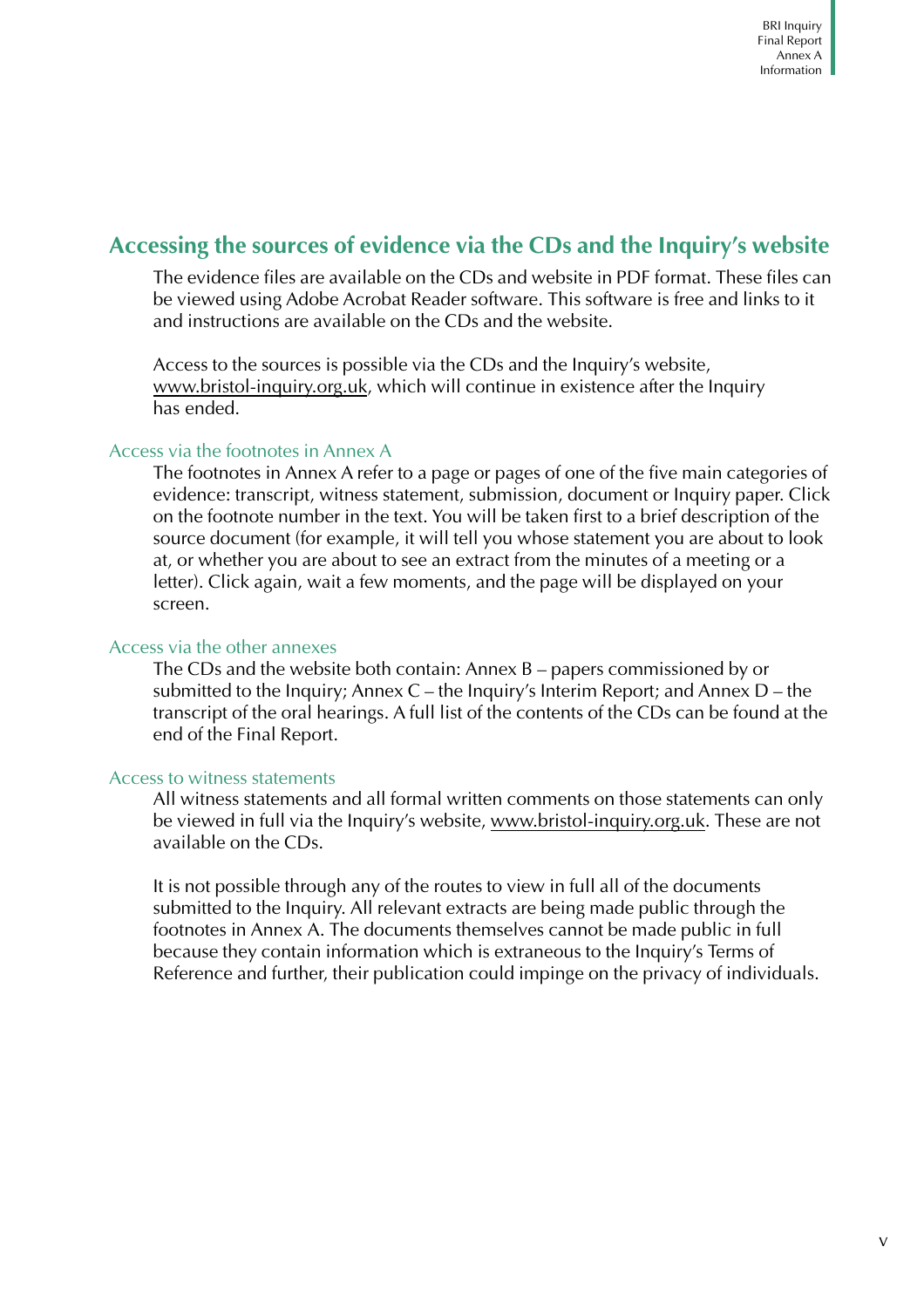## Accessing the sources of evidence via the CDs and the Inquiry's website

The evidence files are available on the CDs and website in PDF format. These files can be viewed using Adobe Acrobat Reader software. This software is free and links to it and instructions are available on the CDs and the website.

Access to the sources is possible via the CDs and the Inquiry's website, www.bristol-inquiry.org.uk, which will continue in existence after the Inquiry has ended.

### Access via the footnotes in Annex A

The footnotes in Annex A refer to a page or pages of one of the five main categories of evidence: transcript, witness statement, submission, document or Inquiry paper. Click on the footnote number in the text. You will be taken first to a brief description of the source document (for example, it will tell you whose statement you are about to look at, or whether you are about to see an extract from the minutes of a meeting or a letter). Click again, wait a few moments, and the page will be displayed on your screen.

### Access via the other annexes

The CDs and the website both contain: Annex B – papers commissioned by or submitted to the Inquiry; Annex C – the Inquiry's Interim Report; and Annex D – the transcript of the oral hearings. A full list of the contents of the CDs can be found at the end of the Final Report.

### Access to witness statements

All witness statements and all formal written comments on those statements can only be viewed in full via the Inquiry's website, www.bristol-inquiry.org.uk. These are not available on the CDs.

It is not possible through any of the routes to view in full all of the documents submitted to the Inquiry. All relevant extracts are being made public through the footnotes in Annex A. The documents themselves cannot be made public in full because they contain information which is extraneous to the Inquiry's Terms of Reference and further, their publication could impinge on the privacy of individuals.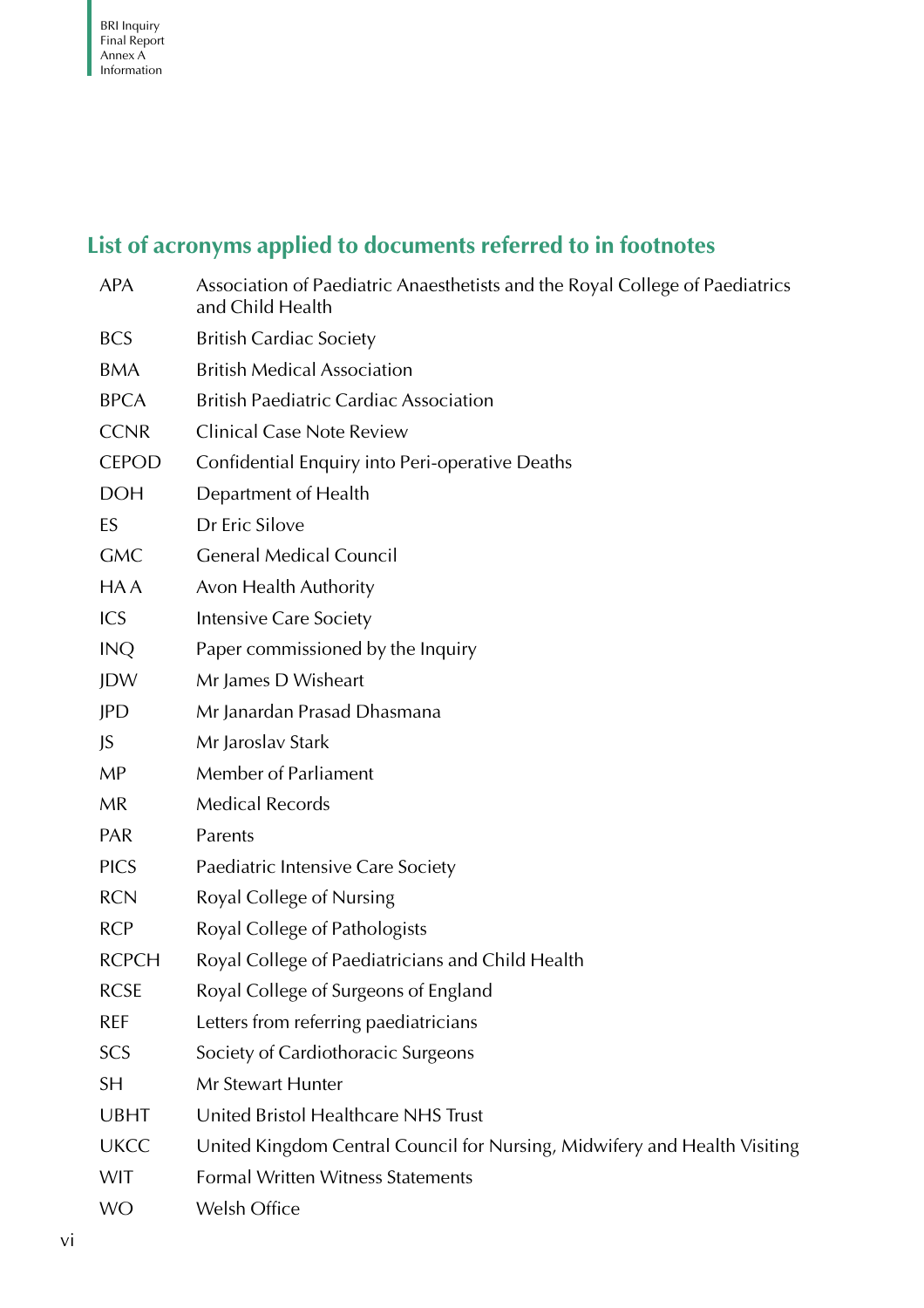## List of acronyms applied to documents referred to in footnotes

| | |
|---|---|
| APA | Association of Paediatric Anaesthetists and the Royal College of Paediatrics and Child Health |
| BCS | British Cardiac Society |
| BMA | British Medical Association |
| BPCA | British Paediatric Cardiac Association |
| CCNR | Clinical Case Note Review |
| CEPOD | Confidential Enquiry into Peri-operative Deaths |
| DOH | Department of Health |
| ES | Dr Eric Silove |
| GMC | General Medical Council |
| HA A | Avon Health Authority |
| ICS | Intensive Care Society |
| INQ | Paper commissioned by the Inquiry |
| JDW | Mr James D Wisheart |
| JPD | Mr Janardan Prasad Dhasmana |
| JS | Mr Jaroslav Stark |
| MP | Member of Parliament |
| MR | Medical Records |
| PAR | Parents |
| PICS | Paediatric Intensive Care Society |
| RCN | Royal College of Nursing |
| RCP | Royal College of Pathologists |
| RCPCH | Royal College of Paediatricians and Child Health |
| RCSE | Royal College of Surgeons of England |
| REF | Letters from referring paediatricians |
| SCS | Society of Cardiothoracic Surgeons |
| SH | Mr Stewart Hunter |
| UBHT | United Bristol Healthcare NHS Trust |
| UKCC | United Kingdom Central Council for Nursing, Midwifery and Health Visiting |
| WIT | Formal Written Witness Statements |
| WO | Welsh Office |